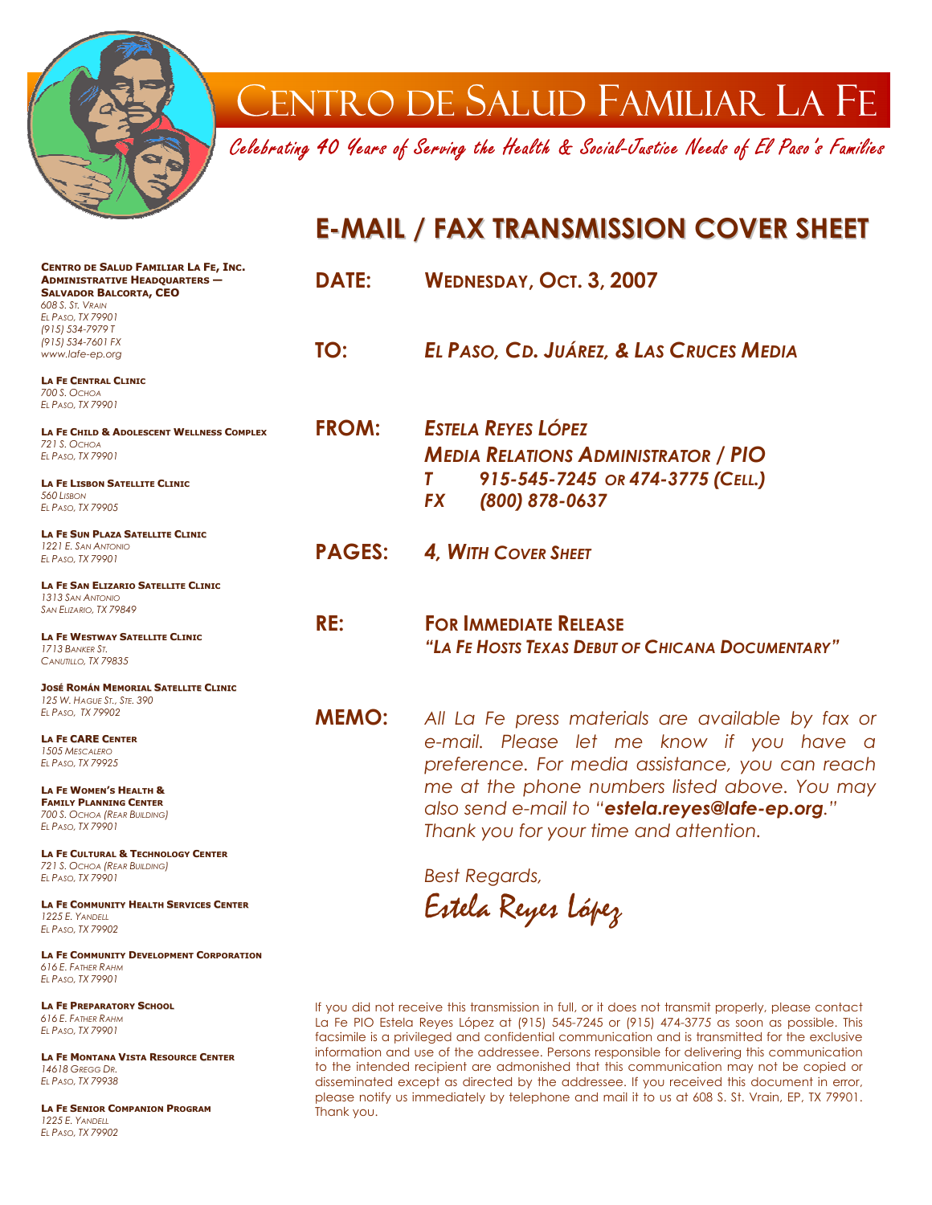# Centro de Salud Familiar La Fe

*Celebrating 40 Years of Serving the Health & Social-Justice Needs of El Paso's Families*

## E-MAIL / FAX TRANSMISSION COVER SHEET

**DATE:** **WEDNESDAY, OCT. 3, 2007**

**TO:** ***EL PASO, CD. JUÁREZ, & LAS CRUCES MEDIA***

**FROM:** ***ESTELA REYES LÓPEZ***
***MEDIA RELATIONS ADMINISTRATOR / PIO***
***T 915-545-7245 OR 474-3775 (CELL.)***
***FX (800) 878-0637***

**PAGES:** ***4, WITH COVER SHEET***

**RE:** **FOR IMMEDIATE RELEASE**
***"LA FE HOSTS TEXAS DEBUT OF CHICANA DOCUMENTARY"***

**MEMO:** *All La Fe press materials are available by fax or e-mail. Please let me know if you have a preference. For media assistance, you can reach me at the phone numbers listed above. You may also send e-mail to "**estela.reyes@lafe-ep.org**." Thank you for your time and attention.*

*Best Regards,*

*Estela Reyes López*

If you did not receive this transmission in full, or it does not transmit properly, please contact La Fe PIO Estela Reyes López at (915) 545-7245 or (915) 474-3775 as soon as possible. This facsimile is a privileged and confidential communication and is transmitted for the exclusive information and use of the addressee. Persons responsible for delivering this communication to the intended recipient are admonished that this communication may not be copied or disseminated except as directed by the addressee. If you received this document in error, please notify us immediately by telephone and mail it to us at 608 S. St. Vrain, EP, TX 79901. Thank you.

---

**CENTRO DE SALUD FAMILIAR LA FE, INC.**
**ADMINISTRATIVE HEADQUARTERS — SALVADOR BALCORTA, CEO**
*608 S. St. Vrain*
*El Paso, TX 79901*
*(915) 534-7979 T*
*(915) 534-7601 FX*
*www.lafe-ep.org*

**LA FE CENTRAL CLINIC**
*700 S. Ochoa*
*El Paso, TX 79901*

**LA FE CHILD & ADOLESCENT WELLNESS COMPLEX**
*721 S. Ochoa*
*El Paso, TX 79901*

**LA FE LISBON SATELLITE CLINIC**
*560 Lisbon*
*El Paso, TX 79905*

**LA FE SUN PLAZA SATELLITE CLINIC**
*1221 E. San Antonio*
*El Paso, TX 79901*

**LA FE SAN ELIZARIO SATELLITE CLINIC**
*1313 San Antonio*
*San Elizario, TX 79849*

**LA FE WESTWAY SATELLITE CLINIC**
*1713 Banker St.*
*Canutillo, TX 79835*

**JOSÉ ROMÁN MEMORIAL SATELLITE CLINIC**
*125 W. Hague St., Ste. 390*
*El Paso, TX 79902*

**LA FE CARE CENTER**
*1505 Mescalero*
*El Paso, TX 79925*

**LA FE WOMEN'S HEALTH & FAMILY PLANNING CENTER**
*700 S. Ochoa (Rear Building)*
*El Paso, TX 79901*

**LA FE CULTURAL & TECHNOLOGY CENTER**
*721 S. Ochoa (Rear Building)*
*El Paso, TX 79901*

**LA FE COMMUNITY HEALTH SERVICES CENTER**
*1225 E. Yandell*
*El Paso, TX 79902*

**LA FE COMMUNITY DEVELOPMENT CORPORATION**
*616 E. Father Rahm*
*El Paso, TX 79901*

**LA FE PREPARATORY SCHOOL**
*616 E. Father Rahm*
*El Paso, TX 79901*

**LA FE MONTANA VISTA RESOURCE CENTER**
*14618 Gregg Dr.*
*El Paso, TX 79938*

**LA FE SENIOR COMPANION PROGRAM**
*1225 E. Yandell*
*El Paso, TX 79902*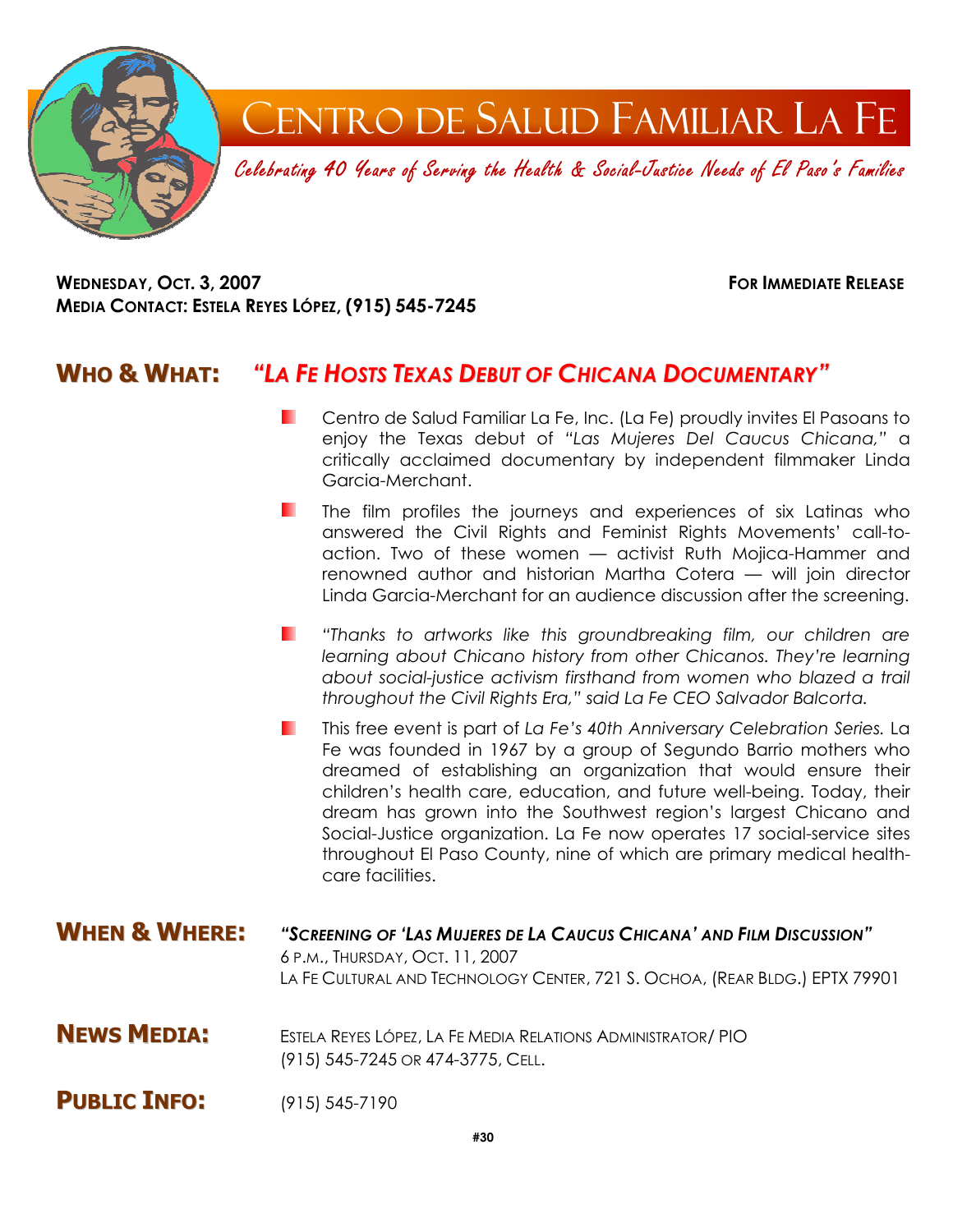# Centro de Salud Familiar La Fe

*Celebrating 40 Years of Serving the Health & Social-Justice Needs of El Paso's Families*

**Wednesday, Oct. 3, 2007** **For Immediate Release**

**Media Contact: Estela Reyes López, (915) 545-7245**

## Who & What: *"La Fe Hosts Texas Debut of Chicana Documentary"*

- Centro de Salud Familiar La Fe, Inc. (La Fe) proudly invites El Pasoans to enjoy the Texas debut of *"Las Mujeres Del Caucus Chicana,"* a critically acclaimed documentary by independent filmmaker Linda Garcia-Merchant.
- The film profiles the journeys and experiences of six Latinas who answered the Civil Rights and Feminist Rights Movements' call-to-action. Two of these women — activist Ruth Mojica-Hammer and renowned author and historian Martha Cotera — will join director Linda Garcia-Merchant for an audience discussion after the screening.
- *"Thanks to artworks like this groundbreaking film, our children are learning about Chicano history from other Chicanos. They're learning about social-justice activism firsthand from women who blazed a trail throughout the Civil Rights Era," said La Fe CEO Salvador Balcorta.*
- This free event is part of *La Fe's 40th Anniversary Celebration Series.* La Fe was founded in 1967 by a group of Segundo Barrio mothers who dreamed of establishing an organization that would ensure their children's health care, education, and future well-being. Today, their dream has grown into the Southwest region's largest Chicano and Social-Justice organization. La Fe now operates 17 social-service sites throughout El Paso County, nine of which are primary medical health-care facilities.

## When & Where:

***"Screening of 'Las Mujeres de La Caucus Chicana' and Film Discussion"***

6 P.M., Thursday, Oct. 11, 2007

La Fe Cultural and Technology Center, 721 S. Ochoa, (Rear Bldg.) EPTX 79901

## News Media:

Estela Reyes López, La Fe Media Relations Administrator/ PIO

(915) 545-7245 or 474-3775, Cell.

## Public Info:

(915) 545-7190

#30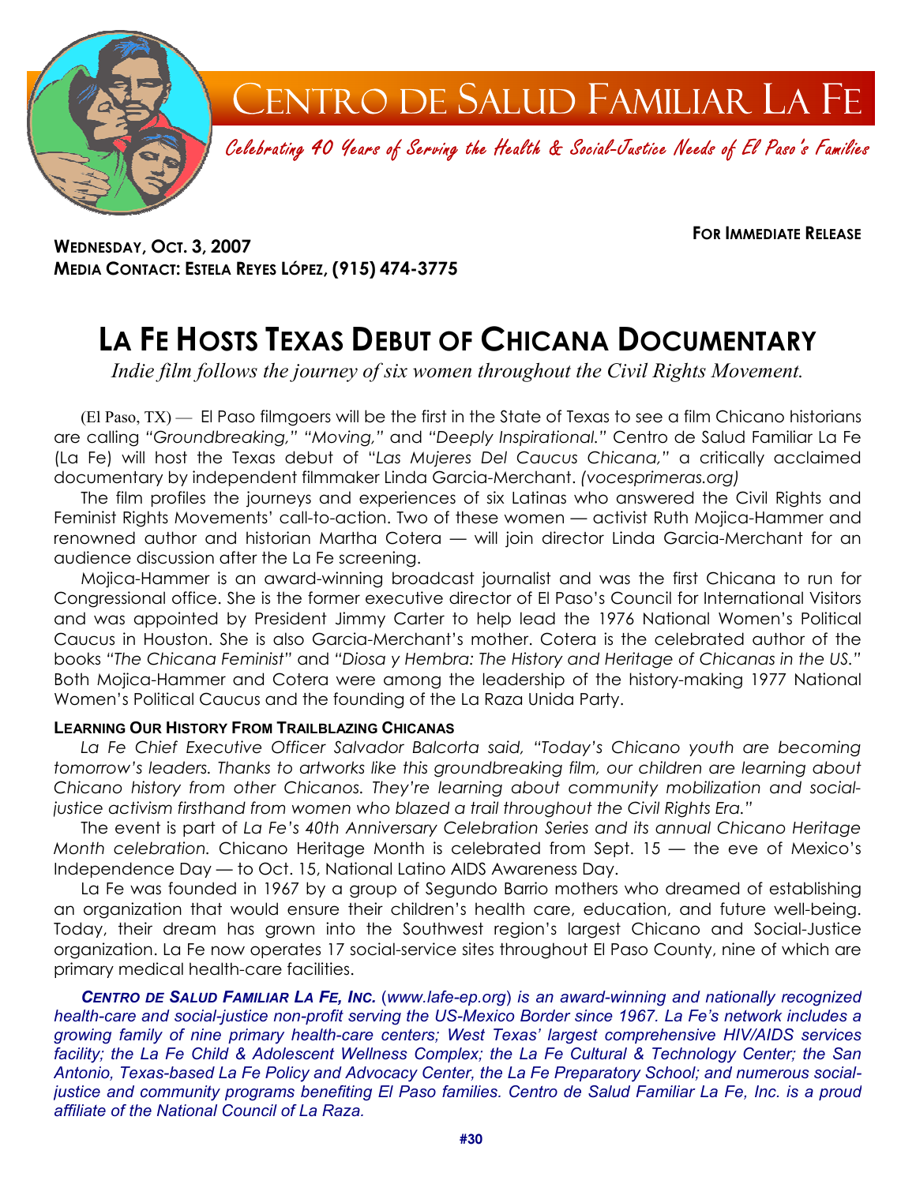# Centro de Salud Familiar La Fe

*Celebrating 40 Years of Serving the Health & Social-Justice Needs of El Paso's Families*

**For Immediate Release**

**Wednesday, Oct. 3, 2007**
**Media Contact: Estela Reyes López, (915) 474-3775**

# La Fe Hosts Texas Debut of Chicana Documentary

*Indie film follows the journey of six women throughout the Civil Rights Movement.*

(El Paso, TX) — El Paso filmgoers will be the first in the State of Texas to see a film Chicano historians are calling *"Groundbreaking," "Moving,"* and *"Deeply Inspirational."* Centro de Salud Familiar La Fe (La Fe) will host the Texas debut of "*Las Mujeres Del Caucus Chicana,"* a critically acclaimed documentary by independent filmmaker Linda Garcia-Merchant. *(vocesprimeras.org)*

The film profiles the journeys and experiences of six Latinas who answered the Civil Rights and Feminist Rights Movements' call-to-action. Two of these women — activist Ruth Mojica-Hammer and renowned author and historian Martha Cotera — will join director Linda Garcia-Merchant for an audience discussion after the La Fe screening.

Mojica-Hammer is an award-winning broadcast journalist and was the first Chicana to run for Congressional office. She is the former executive director of El Paso's Council for International Visitors and was appointed by President Jimmy Carter to help lead the 1976 National Women's Political Caucus in Houston. She is also Garcia-Merchant's mother. Cotera is the celebrated author of the books *"The Chicana Feminist"* and *"Diosa y Hembra: The History and Heritage of Chicanas in the US."* Both Mojica-Hammer and Cotera were among the leadership of the history-making 1977 National Women's Political Caucus and the founding of the La Raza Unida Party.

### Learning Our History From Trailblazing Chicanas

*La Fe Chief Executive Officer Salvador Balcorta said, "Today's Chicano youth are becoming tomorrow's leaders. Thanks to artworks like this groundbreaking film, our children are learning about Chicano history from other Chicanos. They're learning about community mobilization and social-justice activism firsthand from women who blazed a trail throughout the Civil Rights Era."*

The event is part of *La Fe's 40th Anniversary Celebration Series and its annual Chicano Heritage Month celebration.* Chicano Heritage Month is celebrated from Sept. 15 — the eve of Mexico's Independence Day — to Oct. 15, National Latino AIDS Awareness Day.

La Fe was founded in 1967 by a group of Segundo Barrio mothers who dreamed of establishing an organization that would ensure their children's health care, education, and future well-being. Today, their dream has grown into the Southwest region's largest Chicano and Social-Justice organization. La Fe now operates 17 social-service sites throughout El Paso County, nine of which are primary medical health-care facilities.

***Centro de Salud Familiar La Fe, Inc.*** *(www.lafe-ep.org) is an award-winning and nationally recognized health-care and social-justice non-profit serving the US-Mexico Border since 1967. La Fe's network includes a growing family of nine primary health-care centers; West Texas' largest comprehensive HIV/AIDS services facility; the La Fe Child & Adolescent Wellness Complex; the La Fe Cultural & Technology Center; the San Antonio, Texas-based La Fe Policy and Advocacy Center, the La Fe Preparatory School; and numerous social-justice and community programs benefiting El Paso families. Centro de Salud Familiar La Fe, Inc. is a proud affiliate of the National Council of La Raza.*

**#30**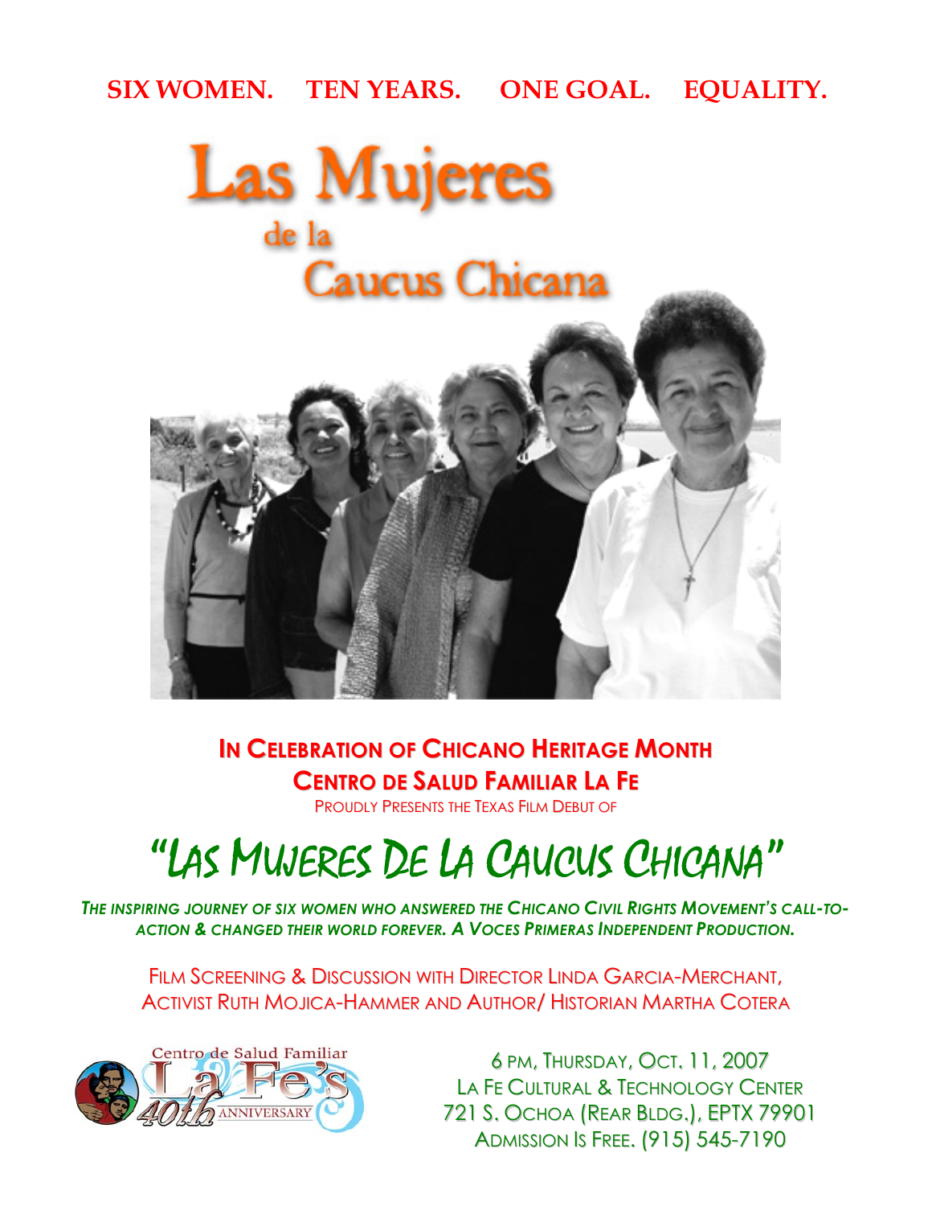**SIX WOMEN. TEN YEARS. ONE GOAL. EQUALITY.**

# Las Mujeres de la Caucus Chicana

**IN CELEBRATION OF CHICANO HERITAGE MONTH**

**CENTRO DE SALUD FAMILIAR LA FE**

PROUDLY PRESENTS THE TEXAS FILM DEBUT OF

## "LAS MUJERES DE LA CAUCUS CHICANA"

***THE INSPIRING JOURNEY OF SIX WOMEN WHO ANSWERED THE CHICANO CIVIL RIGHTS MOVEMENT'S CALL-TO-ACTION & CHANGED THEIR WORLD FOREVER. A VOCES PRIMERAS INDEPENDENT PRODUCTION.***

FILM SCREENING & DISCUSSION WITH DIRECTOR LINDA GARCIA-MERCHANT, ACTIVIST RUTH MOJICA-HAMMER AND AUTHOR/ HISTORIAN MARTHA COTERA

Centro de Salud Familiar La Fe's 40th ANNIVERSARY

6 PM, THURSDAY, OCT. 11, 2007
LA FE CULTURAL & TECHNOLOGY CENTER
721 S. OCHOA (REAR BLDG.), EPTX 79901
ADMISSION IS FREE. (915) 545-7190